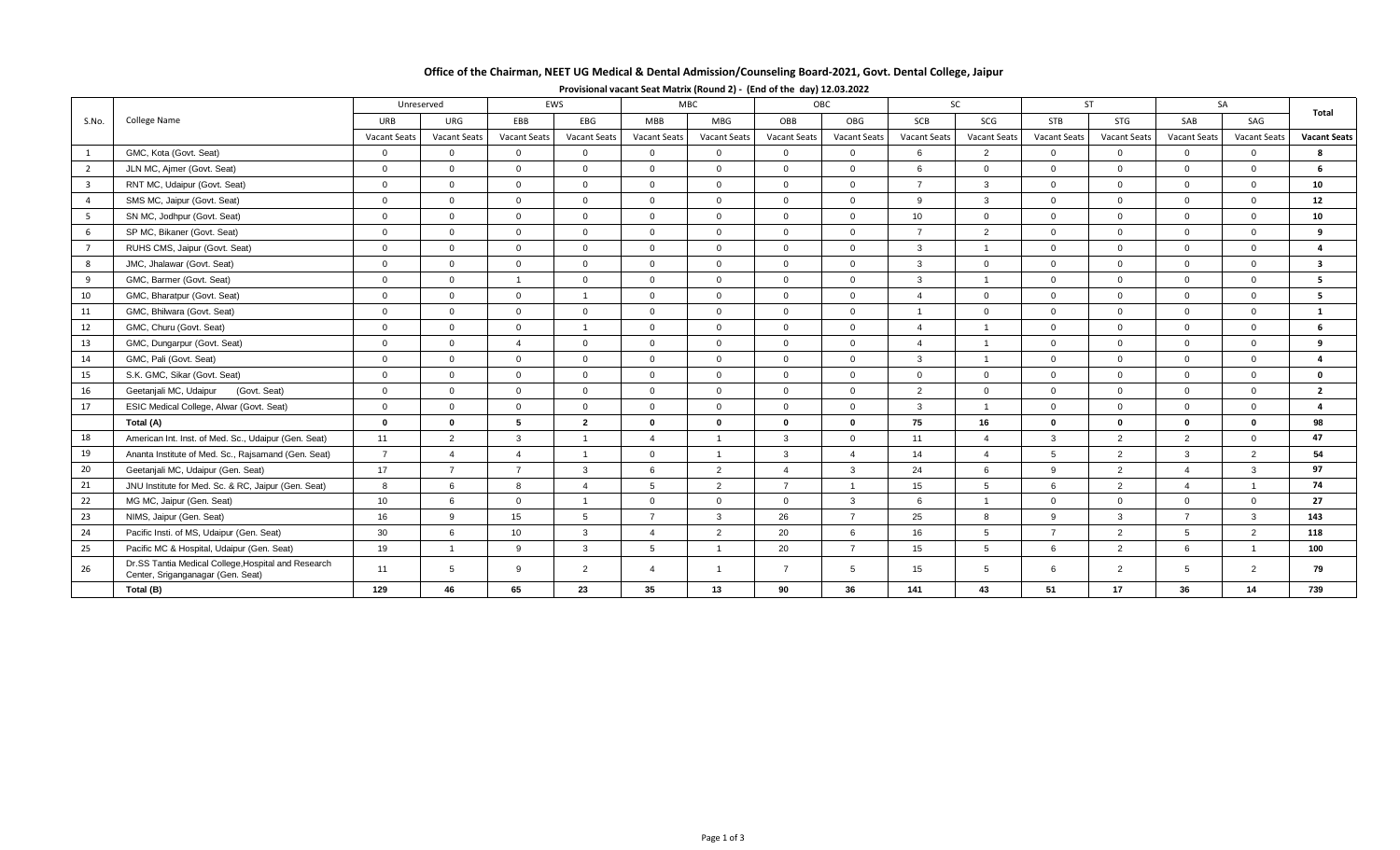# Office of the Chairman, NEET UG Medical & Dental Admission/Counseling Board-2021, Govt. Dental College, Jaipur

**Provisional vacant Seat Matrix (Round 2) - (End of the day) 12.03.2022**

| S.No. | College Name | Unreserved | | EWS | | MBC | | OBC | | SC | | ST | | SA | | Total |
|---|---|---|---|---|---|---|---|---|---|---|---|---|---|---|---|---|
| | | URB | URG | EBB | EBG | MBB | MBG | OBB | OBG | SCB | SCG | STB | STG | SAB | SAG | |
| | | Vacant Seats | Vacant Seats | Vacant Seats | Vacant Seats | Vacant Seats | Vacant Seats | Vacant Seats | Vacant Seats | Vacant Seats | Vacant Seats | Vacant Seats | Vacant Seats | Vacant Seats | Vacant Seats | Vacant Seats |
| 1 | GMC, Kota (Govt. Seat) | 0 | 0 | 0 | 0 | 0 | 0 | 0 | 0 | 6 | 2 | 0 | 0 | 0 | 0 | **8** |
| 2 | JLN MC, Ajmer (Govt. Seat) | 0 | 0 | 0 | 0 | 0 | 0 | 0 | 0 | 6 | 0 | 0 | 0 | 0 | 0 | **6** |
| 3 | RNT MC, Udaipur (Govt. Seat) | 0 | 0 | 0 | 0 | 0 | 0 | 0 | 0 | 7 | 3 | 0 | 0 | 0 | 0 | **10** |
| 4 | SMS MC, Jaipur (Govt. Seat) | 0 | 0 | 0 | 0 | 0 | 0 | 0 | 0 | 9 | 3 | 0 | 0 | 0 | 0 | **12** |
| 5 | SN MC, Jodhpur (Govt. Seat) | 0 | 0 | 0 | 0 | 0 | 0 | 0 | 0 | 10 | 0 | 0 | 0 | 0 | 0 | **10** |
| 6 | SP MC, Bikaner (Govt. Seat) | 0 | 0 | 0 | 0 | 0 | 0 | 0 | 0 | 7 | 2 | 0 | 0 | 0 | 0 | **9** |
| 7 | RUHS CMS, Jaipur (Govt. Seat) | 0 | 0 | 0 | 0 | 0 | 0 | 0 | 0 | 3 | 1 | 0 | 0 | 0 | 0 | **4** |
| 8 | JMC, Jhalawar (Govt. Seat) | 0 | 0 | 0 | 0 | 0 | 0 | 0 | 0 | 3 | 0 | 0 | 0 | 0 | 0 | **3** |
| 9 | GMC, Barmer (Govt. Seat) | 0 | 0 | 1 | 0 | 0 | 0 | 0 | 0 | 3 | 1 | 0 | 0 | 0 | 0 | **5** |
| 10 | GMC, Bharatpur (Govt. Seat) | 0 | 0 | 0 | 1 | 0 | 0 | 0 | 0 | 4 | 0 | 0 | 0 | 0 | 0 | **5** |
| 11 | GMC, Bhilwara (Govt. Seat) | 0 | 0 | 0 | 0 | 0 | 0 | 0 | 0 | 1 | 0 | 0 | 0 | 0 | 0 | **1** |
| 12 | GMC, Churu (Govt. Seat) | 0 | 0 | 0 | 1 | 0 | 0 | 0 | 0 | 4 | 1 | 0 | 0 | 0 | 0 | **6** |
| 13 | GMC, Dungarpur (Govt. Seat) | 0 | 0 | 4 | 0 | 0 | 0 | 0 | 0 | 4 | 1 | 0 | 0 | 0 | 0 | **9** |
| 14 | GMC, Pali (Govt. Seat) | 0 | 0 | 0 | 0 | 0 | 0 | 0 | 0 | 3 | 1 | 0 | 0 | 0 | 0 | **4** |
| 15 | S.K. GMC, Sikar (Govt. Seat) | 0 | 0 | 0 | 0 | 0 | 0 | 0 | 0 | 0 | 0 | 0 | 0 | 0 | 0 | **0** |
| 16 | Geetanjali MC, Udaipur (Govt. Seat) | 0 | 0 | 0 | 0 | 0 | 0 | 0 | 0 | 2 | 0 | 0 | 0 | 0 | 0 | **2** |
| 17 | ESIC Medical College, Alwar (Govt. Seat) | 0 | 0 | 0 | 0 | 0 | 0 | 0 | 0 | 3 | 1 | 0 | 0 | 0 | 0 | **4** |
| | **Total (A)** | **0** | **0** | **5** | **2** | **0** | **0** | **0** | **0** | **75** | **16** | **0** | **0** | **0** | **0** | **98** |
| 18 | American Int. Inst. of Med. Sc., Udaipur (Gen. Seat) | 11 | 2 | 3 | 1 | 4 | 1 | 3 | 0 | 11 | 4 | 3 | 2 | 2 | 0 | **47** |
| 19 | Ananta Institute of Med. Sc., Rajsamand (Gen. Seat) | 7 | 4 | 4 | 1 | 0 | 1 | 3 | 4 | 14 | 4 | 5 | 2 | 3 | 2 | **54** |
| 20 | Geetanjali MC, Udaipur (Gen. Seat) | 17 | 7 | 7 | 3 | 6 | 2 | 4 | 3 | 24 | 6 | 9 | 2 | 4 | 3 | **97** |
| 21 | JNU Institute for Med. Sc. & RC, Jaipur (Gen. Seat) | 8 | 6 | 8 | 4 | 5 | 2 | 7 | 1 | 15 | 5 | 6 | 2 | 4 | 1 | **74** |
| 22 | MG MC, Jaipur (Gen. Seat) | 10 | 6 | 0 | 1 | 0 | 0 | 0 | 3 | 6 | 1 | 0 | 0 | 0 | 0 | **27** |
| 23 | NIMS, Jaipur (Gen. Seat) | 16 | 9 | 15 | 5 | 7 | 3 | 26 | 7 | 25 | 8 | 9 | 3 | 7 | 3 | **143** |
| 24 | Pacific Insti. of MS, Udaipur (Gen. Seat) | 30 | 6 | 10 | 3 | 4 | 2 | 20 | 6 | 16 | 5 | 7 | 2 | 5 | 2 | **118** |
| 25 | Pacific MC & Hospital, Udaipur (Gen. Seat) | 19 | 1 | 9 | 3 | 5 | 1 | 20 | 7 | 15 | 5 | 6 | 2 | 6 | 1 | **100** |
| 26 | Dr.SS Tantia Medical College,Hospital and Research Center, Sriganganagar (Gen. Seat) | 11 | 5 | 9 | 2 | 4 | 1 | 7 | 5 | 15 | 5 | 6 | 2 | 5 | 2 | **79** |
| | **Total (B)** | **129** | **46** | **65** | **23** | **35** | **13** | **90** | **36** | **141** | **43** | **51** | **17** | **36** | **14** | **739** |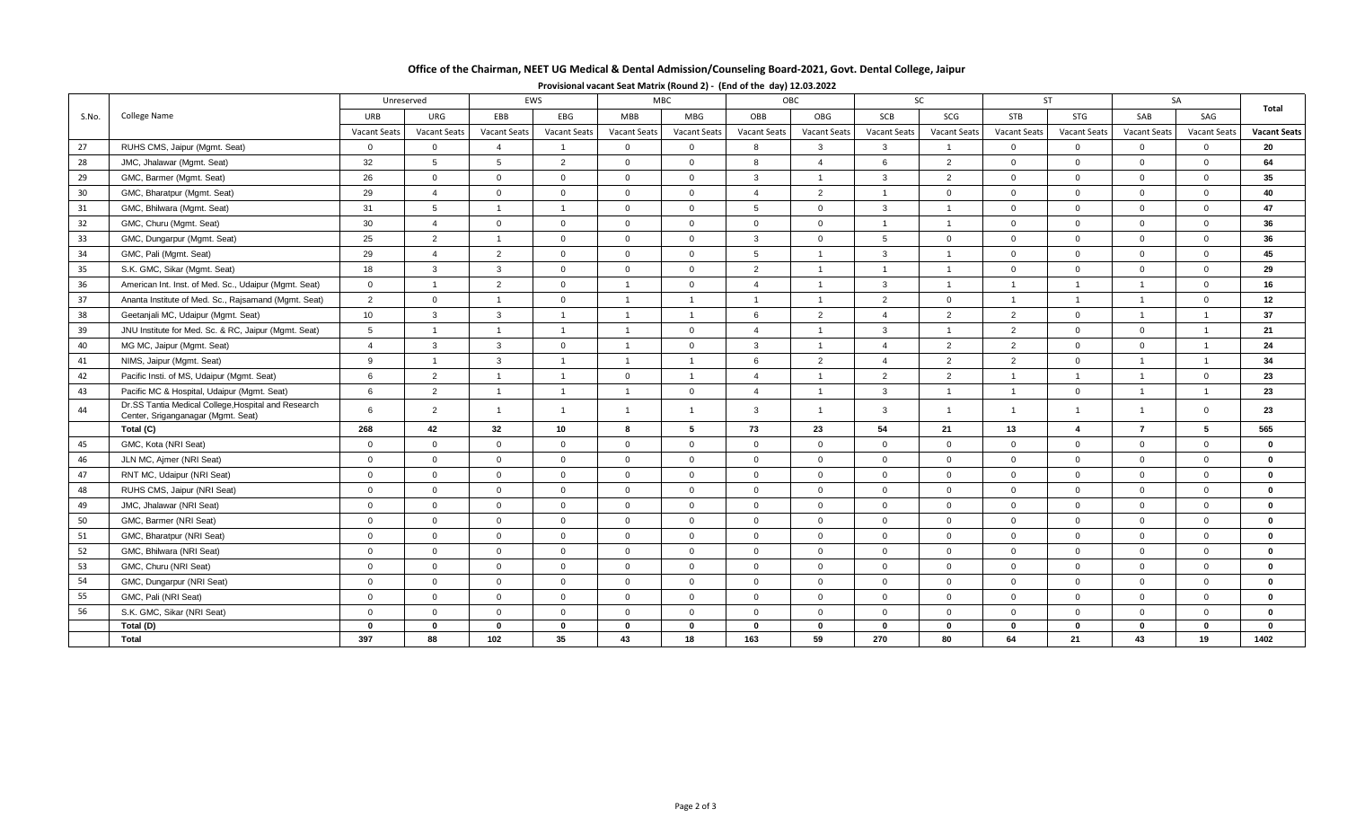**Office of the Chairman, NEET UG Medical & Dental Admission/Counseling Board-2021, Govt. Dental College, Jaipur**

**Provisional vacant Seat Matrix (Round 2) - (End of the day) 12.03.2022**

| S.No. | College Name | Unreserved | | EWS | | MBC | | OBC | | SC | | ST | | SA | | Total |
|---|---|---|---|---|---|---|---|---|---|---|---|---|---|---|---|---|
| | | URB | URG | EBB | EBG | MBB | MBG | OBB | OBG | SCB | SCG | STB | STG | SAB | SAG | |
| | | Vacant Seats | Vacant Seats | Vacant Seats | Vacant Seats | Vacant Seats | Vacant Seats | Vacant Seats | Vacant Seats | Vacant Seats | Vacant Seats | Vacant Seats | Vacant Seats | Vacant Seats | Vacant Seats | Vacant Seats |
| 27 | RUHS CMS, Jaipur (Mgmt. Seat) | 0 | 0 | 4 | 1 | 0 | 0 | 8 | 3 | 3 | 1 | 0 | 0 | 0 | 0 | **20** |
| 28 | JMC, Jhalawar (Mgmt. Seat) | 32 | 5 | 5 | 2 | 0 | 0 | 8 | 4 | 6 | 2 | 0 | 0 | 0 | 0 | **64** |
| 29 | GMC, Barmer (Mgmt. Seat) | 26 | 0 | 0 | 0 | 0 | 0 | 3 | 1 | 3 | 2 | 0 | 0 | 0 | 0 | **35** |
| 30 | GMC, Bharatpur (Mgmt. Seat) | 29 | 4 | 0 | 0 | 0 | 0 | 4 | 2 | 1 | 0 | 0 | 0 | 0 | 0 | **40** |
| 31 | GMC, Bhilwara (Mgmt. Seat) | 31 | 5 | 1 | 1 | 0 | 0 | 5 | 0 | 3 | 1 | 0 | 0 | 0 | 0 | **47** |
| 32 | GMC, Churu (Mgmt. Seat) | 30 | 4 | 0 | 0 | 0 | 0 | 0 | 0 | 1 | 1 | 0 | 0 | 0 | 0 | **36** |
| 33 | GMC, Dungarpur (Mgmt. Seat) | 25 | 2 | 1 | 0 | 0 | 0 | 3 | 0 | 5 | 0 | 0 | 0 | 0 | 0 | **36** |
| 34 | GMC, Pali (Mgmt. Seat) | 29 | 4 | 2 | 0 | 0 | 0 | 5 | 1 | 3 | 1 | 0 | 0 | 0 | 0 | **45** |
| 35 | S.K. GMC, Sikar (Mgmt. Seat) | 18 | 3 | 3 | 0 | 0 | 0 | 2 | 1 | 1 | 1 | 0 | 0 | 0 | 0 | **29** |
| 36 | American Int. Inst. of Med. Sc., Udaipur (Mgmt. Seat) | 0 | 1 | 2 | 0 | 1 | 0 | 4 | 1 | 3 | 1 | 1 | 1 | 1 | 0 | **16** |
| 37 | Ananta Institute of Med. Sc., Rajsamand (Mgmt. Seat) | 2 | 0 | 1 | 0 | 1 | 1 | 1 | 1 | 2 | 0 | 1 | 1 | 1 | 0 | **12** |
| 38 | Geetanjali MC, Udaipur (Mgmt. Seat) | 10 | 3 | 3 | 1 | 1 | 1 | 6 | 2 | 4 | 2 | 2 | 0 | 1 | 1 | **37** |
| 39 | JNU Institute for Med. Sc. & RC, Jaipur (Mgmt. Seat) | 5 | 1 | 1 | 1 | 1 | 0 | 4 | 1 | 3 | 1 | 2 | 0 | 0 | 1 | **21** |
| 40 | MG MC, Jaipur (Mgmt. Seat) | 4 | 3 | 3 | 0 | 1 | 0 | 3 | 1 | 4 | 2 | 2 | 0 | 0 | 1 | **24** |
| 41 | NIMS, Jaipur (Mgmt. Seat) | 9 | 1 | 3 | 1 | 1 | 1 | 6 | 2 | 4 | 2 | 2 | 0 | 1 | 1 | **34** |
| 42 | Pacific Insti. of MS, Udaipur (Mgmt. Seat) | 6 | 2 | 1 | 1 | 0 | 1 | 4 | 1 | 2 | 2 | 1 | 1 | 1 | 0 | **23** |
| 43 | Pacific MC & Hospital, Udaipur (Mgmt. Seat) | 6 | 2 | 1 | 1 | 1 | 0 | 4 | 1 | 3 | 1 | 1 | 0 | 1 | 1 | **23** |
| 44 | Dr.SS Tantia Medical College,Hospital and Research Center, Sriganganagar (Mgmt. Seat) | 6 | 2 | 1 | 1 | 1 | 1 | 3 | 1 | 3 | 1 | 1 | 1 | 1 | 0 | **23** |
| | **Total (C)** | **268** | **42** | **32** | **10** | **8** | **5** | **73** | **23** | **54** | **21** | **13** | **4** | **7** | **5** | **565** |
| 45 | GMC, Kota (NRI Seat) | 0 | 0 | 0 | 0 | 0 | 0 | 0 | 0 | 0 | 0 | 0 | 0 | 0 | 0 | **0** |
| 46 | JLN MC, Ajmer (NRI Seat) | 0 | 0 | 0 | 0 | 0 | 0 | 0 | 0 | 0 | 0 | 0 | 0 | 0 | 0 | **0** |
| 47 | RNT MC, Udaipur (NRI Seat) | 0 | 0 | 0 | 0 | 0 | 0 | 0 | 0 | 0 | 0 | 0 | 0 | 0 | 0 | **0** |
| 48 | RUHS CMS, Jaipur (NRI Seat) | 0 | 0 | 0 | 0 | 0 | 0 | 0 | 0 | 0 | 0 | 0 | 0 | 0 | 0 | **0** |
| 49 | JMC, Jhalawar (NRI Seat) | 0 | 0 | 0 | 0 | 0 | 0 | 0 | 0 | 0 | 0 | 0 | 0 | 0 | 0 | **0** |
| 50 | GMC, Barmer (NRI Seat) | 0 | 0 | 0 | 0 | 0 | 0 | 0 | 0 | 0 | 0 | 0 | 0 | 0 | 0 | **0** |
| 51 | GMC, Bharatpur (NRI Seat) | 0 | 0 | 0 | 0 | 0 | 0 | 0 | 0 | 0 | 0 | 0 | 0 | 0 | 0 | **0** |
| 52 | GMC, Bhilwara (NRI Seat) | 0 | 0 | 0 | 0 | 0 | 0 | 0 | 0 | 0 | 0 | 0 | 0 | 0 | 0 | **0** |
| 53 | GMC, Churu (NRI Seat) | 0 | 0 | 0 | 0 | 0 | 0 | 0 | 0 | 0 | 0 | 0 | 0 | 0 | 0 | **0** |
| 54 | GMC, Dungarpur (NRI Seat) | 0 | 0 | 0 | 0 | 0 | 0 | 0 | 0 | 0 | 0 | 0 | 0 | 0 | 0 | **0** |
| 55 | GMC, Pali (NRI Seat) | 0 | 0 | 0 | 0 | 0 | 0 | 0 | 0 | 0 | 0 | 0 | 0 | 0 | 0 | **0** |
| 56 | S.K. GMC, Sikar (NRI Seat) | 0 | 0 | 0 | 0 | 0 | 0 | 0 | 0 | 0 | 0 | 0 | 0 | 0 | 0 | **0** |
| | **Total (D)** | **0** | **0** | **0** | **0** | **0** | **0** | **0** | **0** | **0** | **0** | **0** | **0** | **0** | **0** | **0** |
| | **Total** | **397** | **88** | **102** | **35** | **43** | **18** | **163** | **59** | **270** | **80** | **64** | **21** | **43** | **19** | **1402** |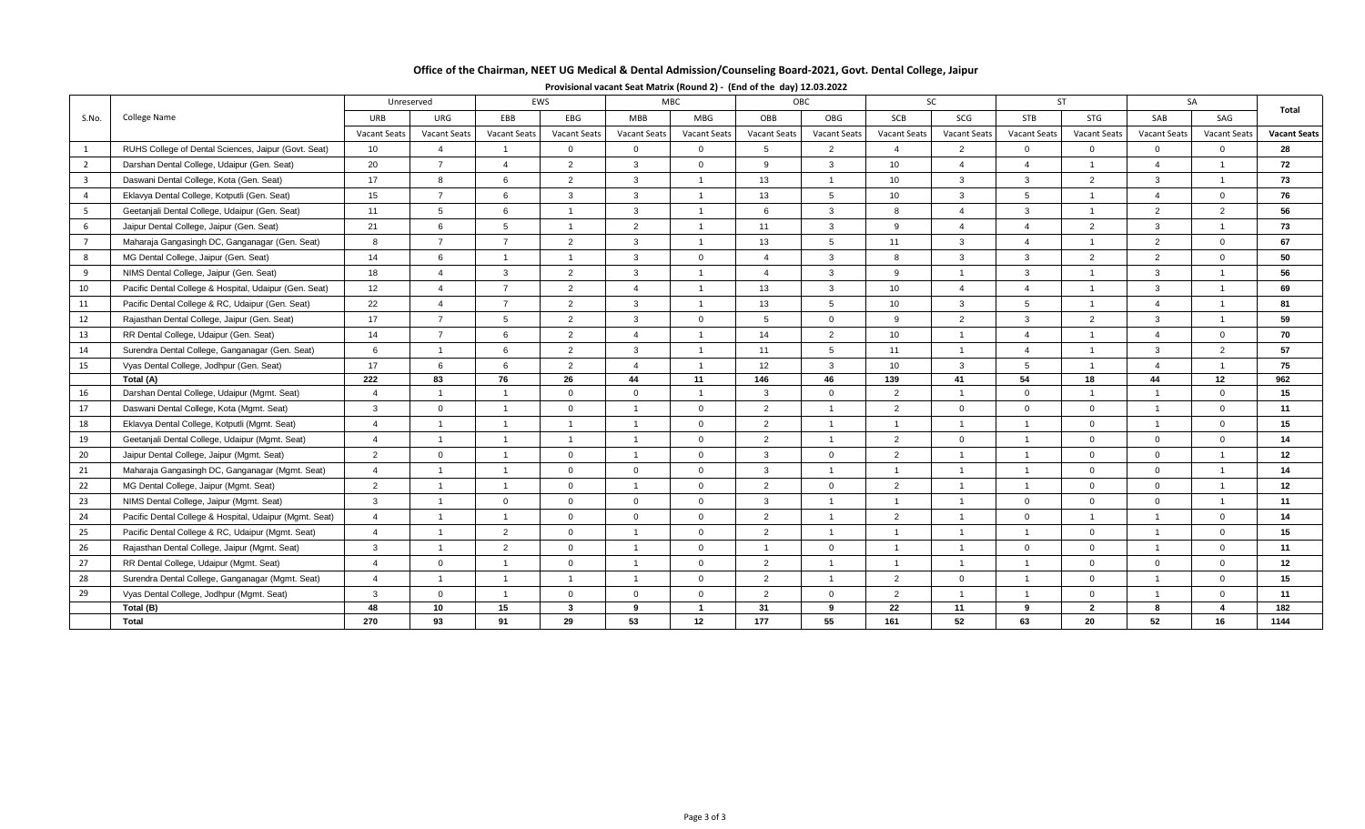**Office of the Chairman, NEET UG Medical & Dental Admission/Counseling Board-2021, Govt. Dental College, Jaipur**

**Provisional vacant Seat Matrix (Round 2) - (End of the day) 12.03.2022**

| S.No. | College Name | Unreserved | | EWS | | MBC | | OBC | | SC | | ST | | SA | | Total |
|---|---|---|---|---|---|---|---|---|---|---|---|---|---|---|---|---|
| | | URB | URG | EBB | EBG | MBB | MBG | OBB | OBG | SCB | SCG | STB | STG | SAB | SAG | |
| | | Vacant Seats | Vacant Seats | Vacant Seats | Vacant Seats | Vacant Seats | Vacant Seats | Vacant Seats | Vacant Seats | Vacant Seats | Vacant Seats | Vacant Seats | Vacant Seats | Vacant Seats | Vacant Seats | Vacant Seats |
| 1 | RUHS College of Dental Sciences, Jaipur (Govt. Seat) | 10 | 4 | 1 | 0 | 0 | 0 | 5 | 2 | 4 | 2 | 0 | 0 | 0 | 0 | 28 |
| 2 | Darshan Dental College, Udaipur (Gen. Seat) | 20 | 7 | 4 | 2 | 3 | 0 | 9 | 3 | 10 | 4 | 4 | 1 | 4 | 1 | 72 |
| 3 | Daswani Dental College, Kota (Gen. Seat) | 17 | 8 | 6 | 2 | 3 | 1 | 13 | 1 | 10 | 3 | 3 | 2 | 3 | 1 | 73 |
| 4 | Eklavya Dental College, Kotputli (Gen. Seat) | 15 | 7 | 6 | 3 | 3 | 1 | 13 | 5 | 10 | 3 | 5 | 1 | 4 | 0 | 76 |
| 5 | Geetanjali Dental College, Udaipur (Gen. Seat) | 11 | 5 | 6 | 1 | 3 | 1 | 6 | 3 | 8 | 4 | 3 | 1 | 2 | 2 | 56 |
| 6 | Jaipur Dental College, Jaipur (Gen. Seat) | 21 | 6 | 5 | 1 | 2 | 1 | 11 | 3 | 9 | 4 | 4 | 2 | 3 | 1 | 73 |
| 7 | Maharaja Gangasingh DC, Ganganagar (Gen. Seat) | 8 | 7 | 7 | 2 | 3 | 1 | 13 | 5 | 11 | 3 | 4 | 1 | 2 | 0 | 67 |
| 8 | MG Dental College, Jaipur (Gen. Seat) | 14 | 6 | 1 | 1 | 3 | 0 | 4 | 3 | 8 | 3 | 3 | 2 | 2 | 0 | 50 |
| 9 | NIMS Dental College, Jaipur (Gen. Seat) | 18 | 4 | 3 | 2 | 3 | 1 | 4 | 3 | 9 | 1 | 3 | 1 | 3 | 1 | 56 |
| 10 | Pacific Dental College & Hospital, Udaipur (Gen. Seat) | 12 | 4 | 7 | 2 | 4 | 1 | 13 | 3 | 10 | 4 | 4 | 1 | 3 | 1 | 69 |
| 11 | Pacific Dental College & RC, Udaipur (Gen. Seat) | 22 | 4 | 7 | 2 | 3 | 1 | 13 | 5 | 10 | 3 | 5 | 1 | 4 | 1 | 81 |
| 12 | Rajasthan Dental College, Jaipur (Gen. Seat) | 17 | 7 | 5 | 2 | 3 | 0 | 5 | 0 | 9 | 2 | 3 | 2 | 3 | 1 | 59 |
| 13 | RR Dental College, Udaipur (Gen. Seat) | 14 | 7 | 6 | 2 | 4 | 1 | 14 | 2 | 10 | 1 | 4 | 1 | 4 | 0 | 70 |
| 14 | Surendra Dental College, Ganganagar (Gen. Seat) | 6 | 1 | 6 | 2 | 3 | 1 | 11 | 5 | 11 | 1 | 4 | 1 | 3 | 2 | 57 |
| 15 | Vyas Dental College, Jodhpur (Gen. Seat) | 17 | 6 | 6 | 2 | 4 | 1 | 12 | 3 | 10 | 3 | 5 | 1 | 4 | 1 | 75 |
| | **Total (A)** | **222** | **83** | **76** | **26** | **44** | **11** | **146** | **46** | **139** | **41** | **54** | **18** | **44** | **12** | **962** |
| 16 | Darshan Dental College, Udaipur (Mgmt. Seat) | 4 | 1 | 1 | 0 | 0 | 1 | 3 | 0 | 2 | 1 | 0 | 1 | 1 | 0 | 15 |
| 17 | Daswani Dental College, Kota (Mgmt. Seat) | 3 | 0 | 1 | 0 | 1 | 0 | 2 | 1 | 2 | 0 | 0 | 0 | 1 | 0 | 11 |
| 18 | Eklavya Dental College, Kotputli (Mgmt. Seat) | 4 | 1 | 1 | 1 | 1 | 0 | 2 | 1 | 1 | 1 | 1 | 0 | 1 | 0 | 15 |
| 19 | Geetanjali Dental College, Udaipur (Mgmt. Seat) | 4 | 1 | 1 | 1 | 1 | 0 | 2 | 1 | 2 | 0 | 1 | 0 | 0 | 0 | 14 |
| 20 | Jaipur Dental College, Jaipur (Mgmt. Seat) | 2 | 0 | 1 | 0 | 1 | 0 | 3 | 0 | 2 | 1 | 1 | 0 | 0 | 1 | 12 |
| 21 | Maharaja Gangasingh DC, Ganganagar (Mgmt. Seat) | 4 | 1 | 1 | 0 | 0 | 0 | 3 | 1 | 1 | 1 | 1 | 0 | 0 | 1 | 14 |
| 22 | MG Dental College, Jaipur (Mgmt. Seat) | 2 | 1 | 1 | 0 | 1 | 0 | 2 | 0 | 2 | 1 | 1 | 0 | 0 | 1 | 12 |
| 23 | NIMS Dental College, Jaipur (Mgmt. Seat) | 3 | 1 | 0 | 0 | 0 | 0 | 3 | 1 | 1 | 1 | 0 | 0 | 0 | 1 | 11 |
| 24 | Pacific Dental College & Hospital, Udaipur (Mgmt. Seat) | 4 | 1 | 1 | 0 | 0 | 0 | 2 | 1 | 2 | 1 | 0 | 1 | 1 | 0 | 14 |
| 25 | Pacific Dental College & RC, Udaipur (Mgmt. Seat) | 4 | 1 | 2 | 0 | 1 | 0 | 2 | 1 | 1 | 1 | 1 | 0 | 1 | 0 | 15 |
| 26 | Rajasthan Dental College, Jaipur (Mgmt. Seat) | 3 | 1 | 2 | 0 | 1 | 0 | 1 | 0 | 1 | 1 | 0 | 0 | 1 | 0 | 11 |
| 27 | RR Dental College, Udaipur (Mgmt. Seat) | 4 | 0 | 1 | 0 | 1 | 0 | 2 | 1 | 1 | 1 | 1 | 0 | 0 | 0 | 12 |
| 28 | Surendra Dental College, Ganganagar (Mgmt. Seat) | 4 | 1 | 1 | 1 | 1 | 0 | 2 | 1 | 2 | 0 | 1 | 0 | 1 | 0 | 15 |
| 29 | Vyas Dental College, Jodhpur (Mgmt. Seat) | 3 | 0 | 1 | 0 | 0 | 0 | 2 | 0 | 2 | 1 | 1 | 0 | 1 | 0 | 11 |
| | **Total (B)** | **48** | **10** | **15** | **3** | **9** | **1** | **31** | **9** | **22** | **11** | **9** | **2** | **8** | **4** | **182** |
| | **Total** | **270** | **93** | **91** | **29** | **53** | **12** | **177** | **55** | **161** | **52** | **63** | **20** | **52** | **16** | **1144** |